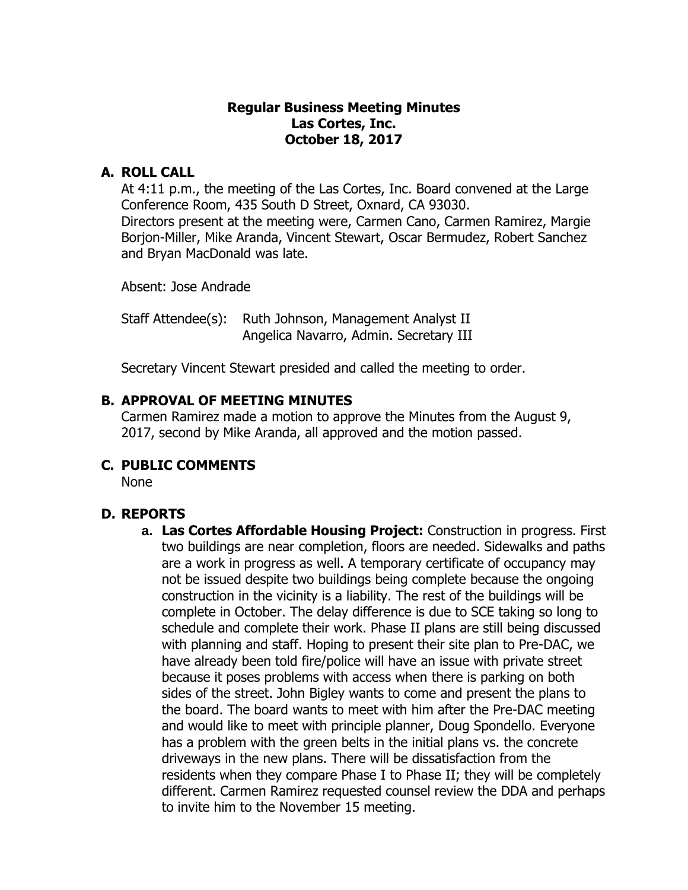**Regular Business Meeting Minutes**
**Las Cortes, Inc.**
**October 18, 2017**

## A. ROLL CALL

At 4:11 p.m., the meeting of the Las Cortes, Inc. Board convened at the Large Conference Room, 435 South D Street, Oxnard, CA 93030.
Directors present at the meeting were, Carmen Cano, Carmen Ramirez, Margie Borjon-Miller, Mike Aranda, Vincent Stewart, Oscar Bermudez, Robert Sanchez and Bryan MacDonald was late.

Absent: Jose Andrade

Staff Attendee(s): Ruth Johnson, Management Analyst II
Angelica Navarro, Admin. Secretary III

Secretary Vincent Stewart presided and called the meeting to order.

## B. APPROVAL OF MEETING MINUTES

Carmen Ramirez made a motion to approve the Minutes from the August 9, 2017, second by Mike Aranda, all approved and the motion passed.

## C. PUBLIC COMMENTS

None

## D. REPORTS

a. **Las Cortes Affordable Housing Project:** Construction in progress. First two buildings are near completion, floors are needed. Sidewalks and paths are a work in progress as well. A temporary certificate of occupancy may not be issued despite two buildings being complete because the ongoing construction in the vicinity is a liability. The rest of the buildings will be complete in October. The delay difference is due to SCE taking so long to schedule and complete their work. Phase II plans are still being discussed with planning and staff. Hoping to present their site plan to Pre-DAC, we have already been told fire/police will have an issue with private street because it poses problems with access when there is parking on both sides of the street. John Bigley wants to come and present the plans to the board. The board wants to meet with him after the Pre-DAC meeting and would like to meet with principle planner, Doug Spondello. Everyone has a problem with the green belts in the initial plans vs. the concrete driveways in the new plans. There will be dissatisfaction from the residents when they compare Phase I to Phase II; they will be completely different. Carmen Ramirez requested counsel review the DDA and perhaps to invite him to the November 15 meeting.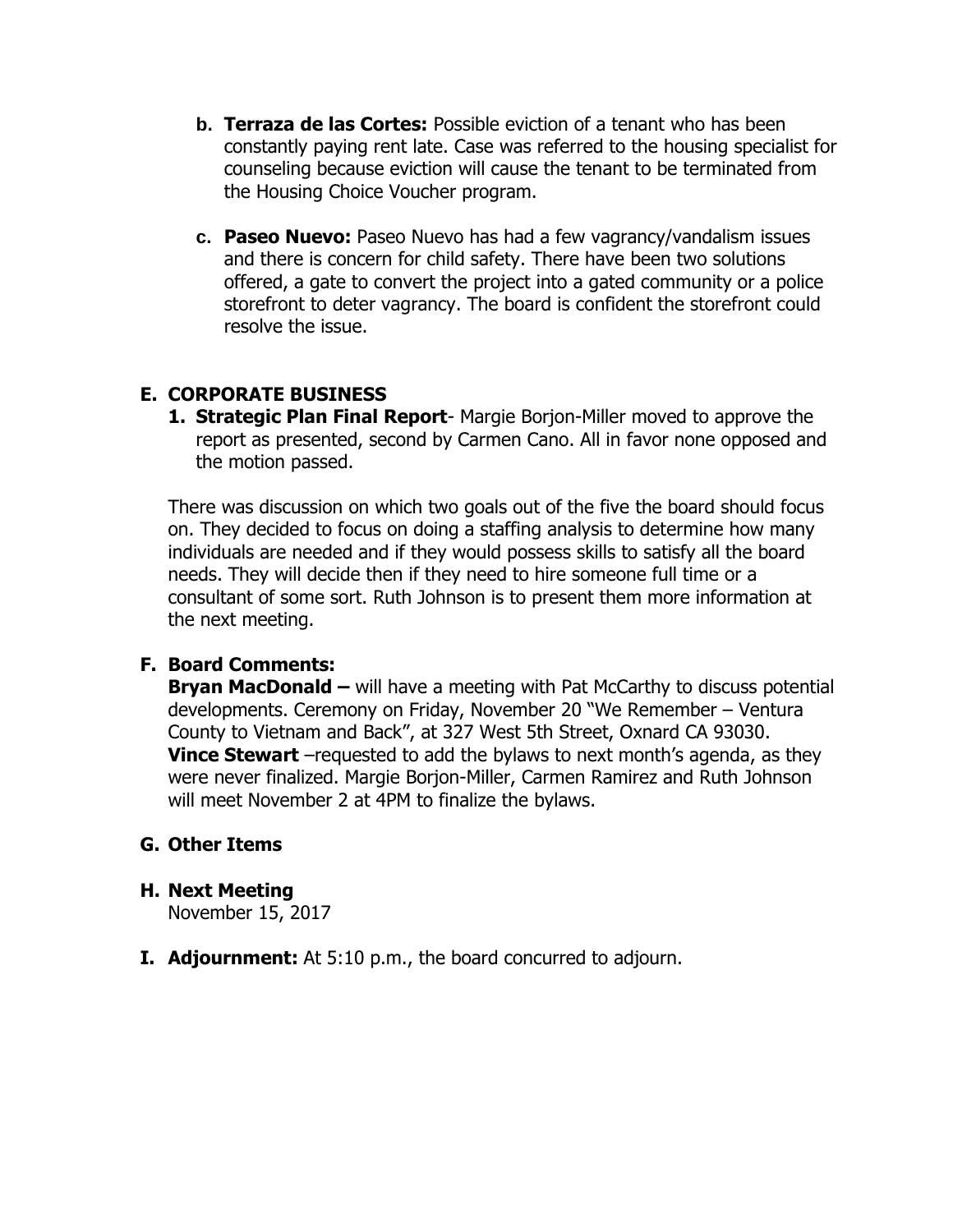b. **Terraza de las Cortes:** Possible eviction of a tenant who has been constantly paying rent late. Case was referred to the housing specialist for counseling because eviction will cause the tenant to be terminated from the Housing Choice Voucher program.

c. **Paseo Nuevo:** Paseo Nuevo has had a few vagrancy/vandalism issues and there is concern for child safety. There have been two solutions offered, a gate to convert the project into a gated community or a police storefront to deter vagrancy. The board is confident the storefront could resolve the issue.

## E. CORPORATE BUSINESS

1. **Strategic Plan Final Report**- Margie Borjon-Miller moved to approve the report as presented, second by Carmen Cano. All in favor none opposed and the motion passed.

There was discussion on which two goals out of the five the board should focus on. They decided to focus on doing a staffing analysis to determine how many individuals are needed and if they would possess skills to satisfy all the board needs. They will decide then if they need to hire someone full time or a consultant of some sort. Ruth Johnson is to present them more information at the next meeting.

## F. Board Comments:

**Bryan MacDonald –** will have a meeting with Pat McCarthy to discuss potential developments. Ceremony on Friday, November 20 "We Remember – Ventura County to Vietnam and Back", at 327 West 5th Street, Oxnard CA 93030.
**Vince Stewart** –requested to add the bylaws to next month's agenda, as they were never finalized. Margie Borjon-Miller, Carmen Ramirez and Ruth Johnson will meet November 2 at 4PM to finalize the bylaws.

## G. Other Items

## H. Next Meeting

November 15, 2017

## I. Adjournment: At 5:10 p.m., the board concurred to adjourn.